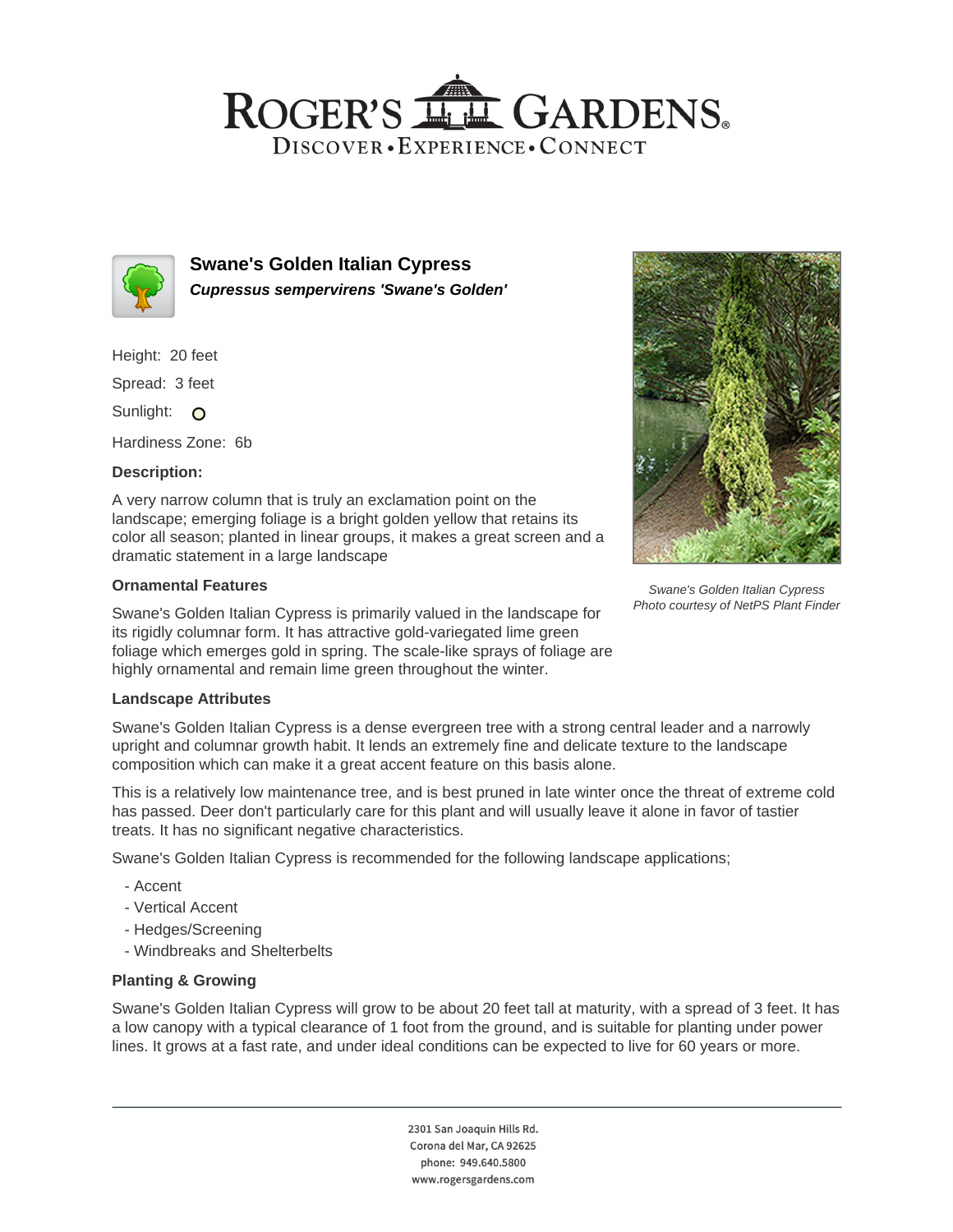# ROGER'S GARDENS

DISCOVER • EXPERIENCE • CONNECT

## Swane's Golden Italian Cypress

***Cupressus sempervirens 'Swane's Golden'***

Height: 20 feet

Spread: 3 feet

Sunlight: O

Hardiness Zone: 6b

### Description:

A very narrow column that is truly an exclamation point on the landscape; emerging foliage is a bright golden yellow that retains its color all season; planted in linear groups, it makes a great screen and a dramatic statement in a large landscape

*Swane's Golden Italian Cypress*
*Photo courtesy of NetPS Plant Finder*

### Ornamental Features

Swane's Golden Italian Cypress is primarily valued in the landscape for its rigidly columnar form. It has attractive gold-variegated lime green foliage which emerges gold in spring. The scale-like sprays of foliage are highly ornamental and remain lime green throughout the winter.

### Landscape Attributes

Swane's Golden Italian Cypress is a dense evergreen tree with a strong central leader and a narrowly upright and columnar growth habit. It lends an extremely fine and delicate texture to the landscape composition which can make it a great accent feature on this basis alone.

This is a relatively low maintenance tree, and is best pruned in late winter once the threat of extreme cold has passed. Deer don't particularly care for this plant and will usually leave it alone in favor of tastier treats. It has no significant negative characteristics.

Swane's Golden Italian Cypress is recommended for the following landscape applications;

- Accent
- Vertical Accent
- Hedges/Screening
- Windbreaks and Shelterbelts

### Planting & Growing

Swane's Golden Italian Cypress will grow to be about 20 feet tall at maturity, with a spread of 3 feet. It has a low canopy with a typical clearance of 1 foot from the ground, and is suitable for planting under power lines. It grows at a fast rate, and under ideal conditions can be expected to live for 60 years or more.

2301 San Joaquin Hills Rd.
Corona del Mar, CA 92625
phone: 949.640.5800
www.rogersgardens.com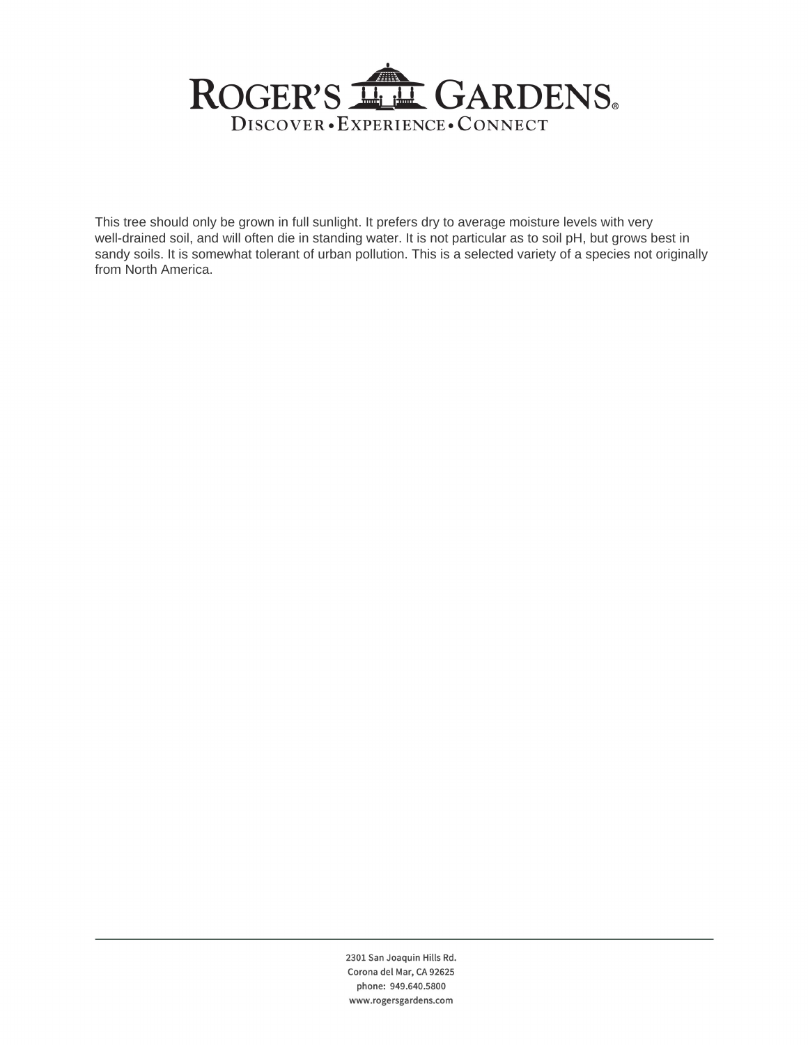This tree should only be grown in full sunlight. It prefers dry to average moisture levels with very well-drained soil, and will often die in standing water. It is not particular as to soil pH, but grows best in sandy soils. It is somewhat tolerant of urban pollution. This is a selected variety of a species not originally from North America.